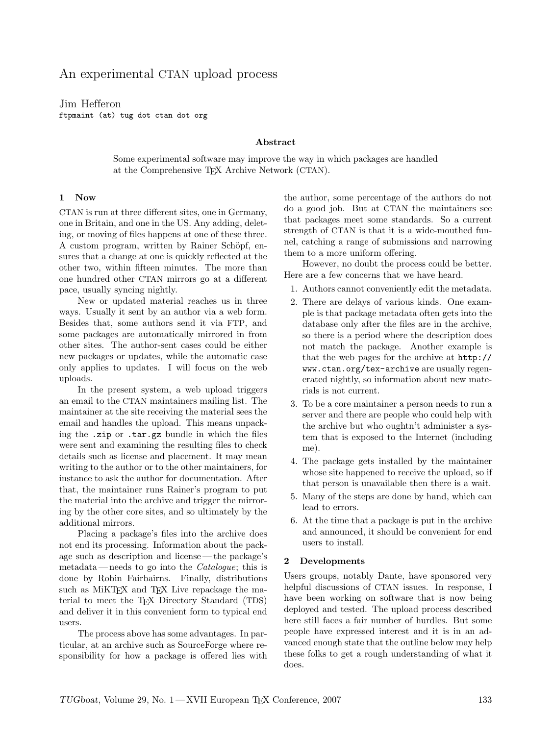# An experimental CTAN upload process

Jim Hefferon
ftpmaint (at) tug dot ctan dot org

### Abstract

Some experimental software may improve the way in which packages are handled at the Comprehensive TEX Archive Network (CTAN).

## 1 Now

CTAN is run at three different sites, one in Germany, one in Britain, and one in the US. Any adding, deleting, or moving of files happens at one of these three. A custom program, written by Rainer Schöpf, ensures that a change at one is quickly reflected at the other two, within fifteen minutes. The more than one hundred other CTAN mirrors go at a different pace, usually syncing nightly.

New or updated material reaches us in three ways. Usually it sent by an author via a web form. Besides that, some authors send it via FTP, and some packages are automatically mirrored in from other sites. The author-sent cases could be either new packages or updates, while the automatic case only applies to updates. I will focus on the web uploads.

In the present system, a web upload triggers an email to the CTAN maintainers mailing list. The maintainer at the site receiving the material sees the email and handles the upload. This means unpacking the `.zip` or `.tar.gz` bundle in which the files were sent and examining the resulting files to check details such as license and placement. It may mean writing to the author or to the other maintainers, for instance to ask the author for documentation. After that, the maintainer runs Rainer's program to put the material into the archive and trigger the mirroring by the other core sites, and so ultimately by the additional mirrors.

Placing a package's files into the archive does not end its processing. Information about the package such as description and license — the package's metadata — needs to go into the *Catalogue*; this is done by Robin Fairbairns. Finally, distributions such as MiKTEX and TEX Live repackage the material to meet the TEX Directory Standard (TDS) and deliver it in this convenient form to typical end users.

The process above has some advantages. In particular, at an archive such as SourceForge where responsibility for how a package is offered lies with the author, some percentage of the authors do not do a good job. But at CTAN the maintainers see that packages meet some standards. So a current strength of CTAN is that it is a wide-mouthed funnel, catching a range of submissions and narrowing them to a more uniform offering.

However, no doubt the process could be better. Here are a few concerns that we have heard.

1. Authors cannot conveniently edit the metadata.
2. There are delays of various kinds. One example is that package metadata often gets into the database only after the files are in the archive, so there is a period where the description does not match the package. Another example is that the web pages for the archive at `http://www.ctan.org/tex-archive` are usually regenerated nightly, so information about new materials is not current.
3. To be a core maintainer a person needs to run a server and there are people who could help with the archive but who oughtn't administer a system that is exposed to the Internet (including me).
4. The package gets installed by the maintainer whose site happened to receive the upload, so if that person is unavailable then there is a wait.
5. Many of the steps are done by hand, which can lead to errors.
6. At the time that a package is put in the archive and announced, it should be convenient for end users to install.

## 2 Developments

Users groups, notably Dante, have sponsored very helpful discussions of CTAN issues. In response, I have been working on software that is now being deployed and tested. The upload process described here still faces a fair number of hurdles. But some people have expressed interest and it is in an advanced enough state that the outline below may help these folks to get a rough understanding of what it does.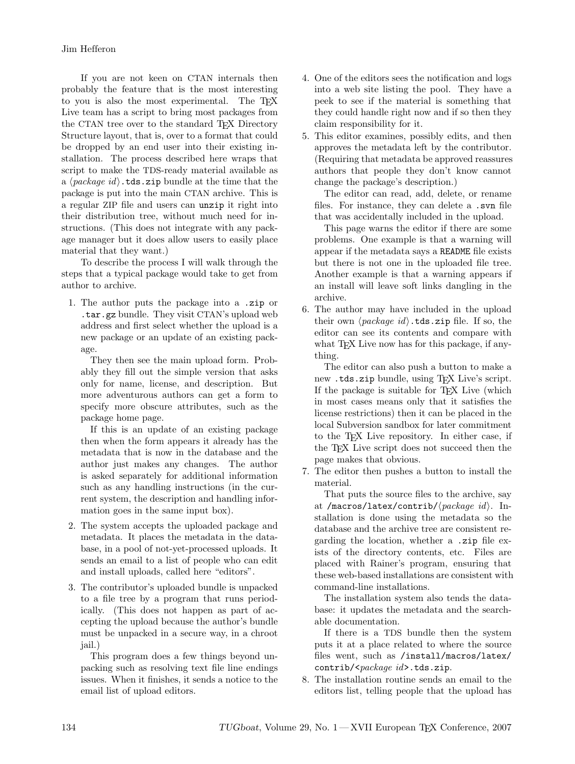If you are not keen on CTAN internals then probably the feature that is the most interesting to you is also the most experimental. The TeX Live team has a script to bring most packages from the CTAN tree over to the standard TeX Directory Structure layout, that is, over to a format that could be dropped by an end user into their existing installation. The process described here wraps that script to make the TDS-ready material available as a ⟨*package id*⟩`.tds.zip` bundle at the time that the package is put into the main CTAN archive. This is a regular ZIP file and users can `unzip` it right into their distribution tree, without much need for instructions. (This does not integrate with any package manager but it does allow users to easily place material that they want.)

To describe the process I will walk through the steps that a typical package would take to get from author to archive.

1. The author puts the package into a `.zip` or `.tar.gz` bundle. They visit CTAN's upload web address and first select whether the upload is a new package or an update of an existing package.

   They then see the main upload form. Probably they fill out the simple version that asks only for name, license, and description. But more adventurous authors can get a form to specify more obscure attributes, such as the package home page.

   If this is an update of an existing package then when the form appears it already has the metadata that is now in the database and the author just makes any changes. The author is asked separately for additional information such as any handling instructions (in the current system, the description and handling information goes in the same input box).

2. The system accepts the uploaded package and metadata. It places the metadata in the database, in a pool of not-yet-processed uploads. It sends an email to a list of people who can edit and install uploads, called here "editors".

3. The contributor's uploaded bundle is unpacked to a file tree by a program that runs periodically. (This does not happen as part of accepting the upload because the author's bundle must be unpacked in a secure way, in a chroot jail.)

   This program does a few things beyond unpacking such as resolving text file line endings issues. When it finishes, it sends a notice to the email list of upload editors.

4. One of the editors sees the notification and logs into a web site listing the pool. They have a peek to see if the material is something that they could handle right now and if so then they claim responsibility for it.

5. This editor examines, possibly edits, and then approves the metadata left by the contributor. (Requiring that metadata be approved reassures authors that people they don't know cannot change the package's description.)

   The editor can read, add, delete, or rename files. For instance, they can delete a `.svn` file that was accidentally included in the upload.

   This page warns the editor if there are some problems. One example is that a warning will appear if the metadata says a `README` file exists but there is not one in the uploaded file tree. Another example is that a warning appears if an install will leave soft links dangling in the archive.

6. The author may have included in the upload their own ⟨*package id*⟩`.tds.zip` file. If so, the editor can see its contents and compare with what TeX Live now has for this package, if anything.

   The editor can also push a button to make a new `.tds.zip` bundle, using TeX Live's script. If the package is suitable for TeX Live (which in most cases means only that it satisfies the license restrictions) then it can be placed in the local Subversion sandbox for later commitment to the TeX Live repository. In either case, if the TeX Live script does not succeed then the page makes that obvious.

7. The editor then pushes a button to install the material.

   That puts the source files to the archive, say at `/macros/latex/contrib/`⟨*package id*⟩. Installation is done using the metadata so the database and the archive tree are consistent regarding the location, whether a `.zip` file exists of the directory contents, etc. Files are placed with Rainer's program, ensuring that these web-based installations are consistent with command-line installations.

   The installation system also tends the database: it updates the metadata and the searchable documentation.

   If there is a TDS bundle then the system puts it at a place related to where the source files went, such as `/install/macros/latex/contrib/<`*package id*`>.tds.zip`.

8. The installation routine sends an email to the editors list, telling people that the upload has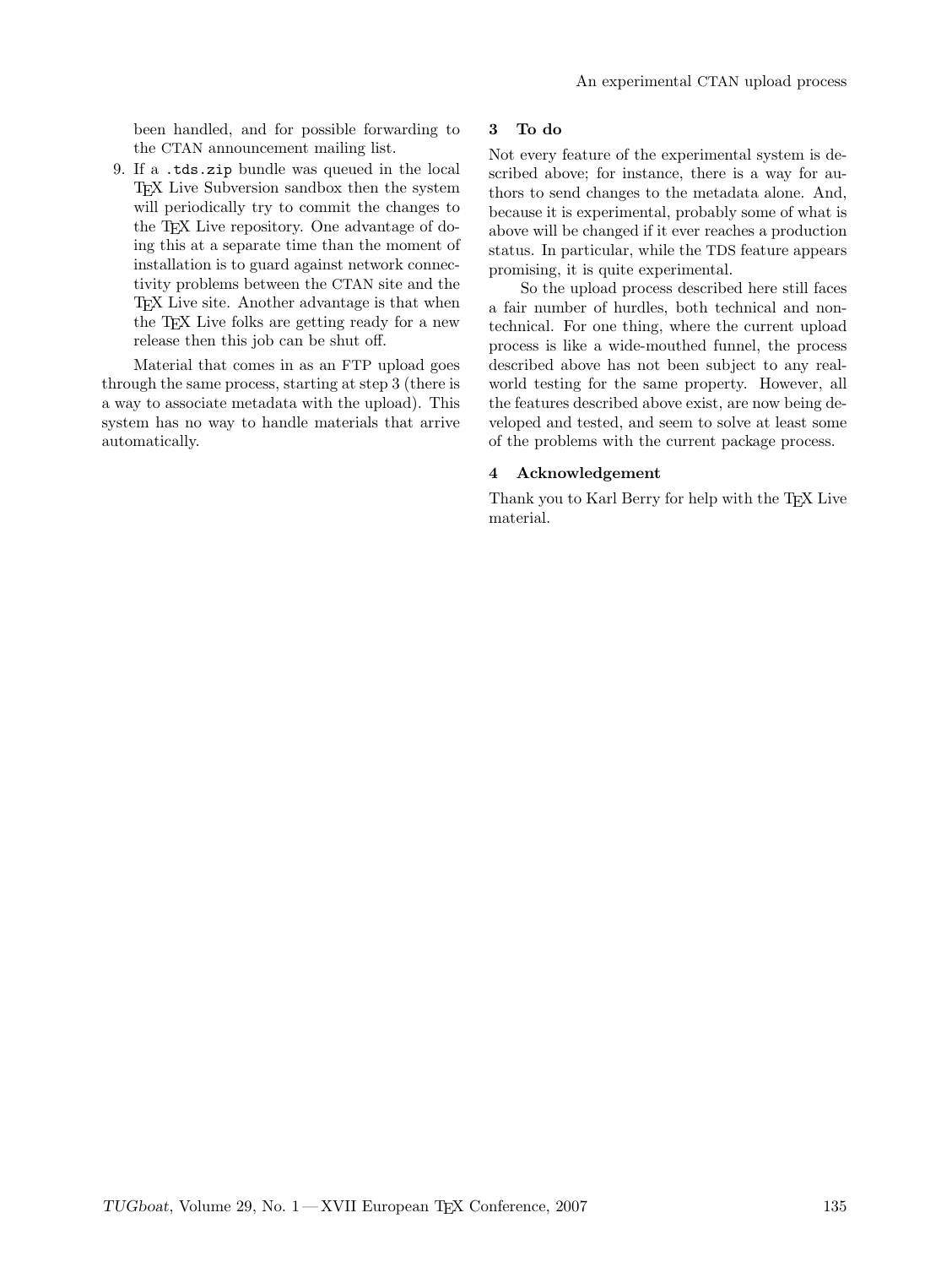been handled, and for possible forwarding to the CTAN announcement mailing list.

9. If a `.tds.zip` bundle was queued in the local TeX Live Subversion sandbox then the system will periodically try to commit the changes to the TeX Live repository. One advantage of doing this at a separate time than the moment of installation is to guard against network connectivity problems between the CTAN site and the TeX Live site. Another advantage is that when the TeX Live folks are getting ready for a new release then this job can be shut off.

Material that comes in as an FTP upload goes through the same process, starting at step 3 (there is a way to associate metadata with the upload). This system has no way to handle materials that arrive automatically.

## 3 To do

Not every feature of the experimental system is described above; for instance, there is a way for authors to send changes to the metadata alone. And, because it is experimental, probably some of what is above will be changed if it ever reaches a production status. In particular, while the TDS feature appears promising, it is quite experimental.

So the upload process described here still faces a fair number of hurdles, both technical and non-technical. For one thing, where the current upload process is like a wide-mouthed funnel, the process described above has not been subject to any real-world testing for the same property. However, all the features described above exist, are now being developed and tested, and seem to solve at least some of the problems with the current package process.

## 4 Acknowledgement

Thank you to Karl Berry for help with the TeX Live material.